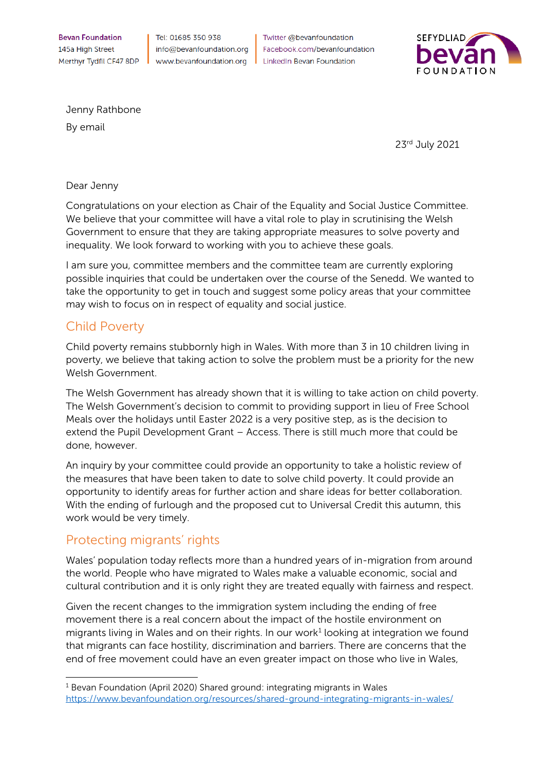Bevan Foundation
145a High Street
Merthyr Tydfil CF47 8DP

Tel: 01685 350 938
info@bevanfoundation.org
www.bevanfoundation.org

Twitter @bevanfoundation
Facebook.com/bevanfoundation
LinkedIn Bevan Foundation

SEFYDLIAD bevan FOUNDATION

Jenny Rathbone
By email

23rd July 2021

Dear Jenny

Congratulations on your election as Chair of the Equality and Social Justice Committee. We believe that your committee will have a vital role to play in scrutinising the Welsh Government to ensure that they are taking appropriate measures to solve poverty and inequality. We look forward to working with you to achieve these goals.

I am sure you, committee members and the committee team are currently exploring possible inquiries that could be undertaken over the course of the Senedd. We wanted to take the opportunity to get in touch and suggest some policy areas that your committee may wish to focus on in respect of equality and social justice.

## Child Poverty

Child poverty remains stubbornly high in Wales. With more than 3 in 10 children living in poverty, we believe that taking action to solve the problem must be a priority for the new Welsh Government.

The Welsh Government has already shown that it is willing to take action on child poverty. The Welsh Government's decision to commit to providing support in lieu of Free School Meals over the holidays until Easter 2022 is a very positive step, as is the decision to extend the Pupil Development Grant – Access. There is still much more that could be done, however.

An inquiry by your committee could provide an opportunity to take a holistic review of the measures that have been taken to date to solve child poverty. It could provide an opportunity to identify areas for further action and share ideas for better collaboration. With the ending of furlough and the proposed cut to Universal Credit this autumn, this work would be very timely.

## Protecting migrants' rights

Wales' population today reflects more than a hundred years of in-migration from around the world. People who have migrated to Wales make a valuable economic, social and cultural contribution and it is only right they are treated equally with fairness and respect.

Given the recent changes to the immigration system including the ending of free movement there is a real concern about the impact of the hostile environment on migrants living in Wales and on their rights. In our work[1] looking at integration we found that migrants can face hostility, discrimination and barriers. There are concerns that the end of free movement could have an even greater impact on those who live in Wales,

[1] Bevan Foundation (April 2020) Shared ground: integrating migrants in Wales https://www.bevanfoundation.org/resources/shared-ground-integrating-migrants-in-wales/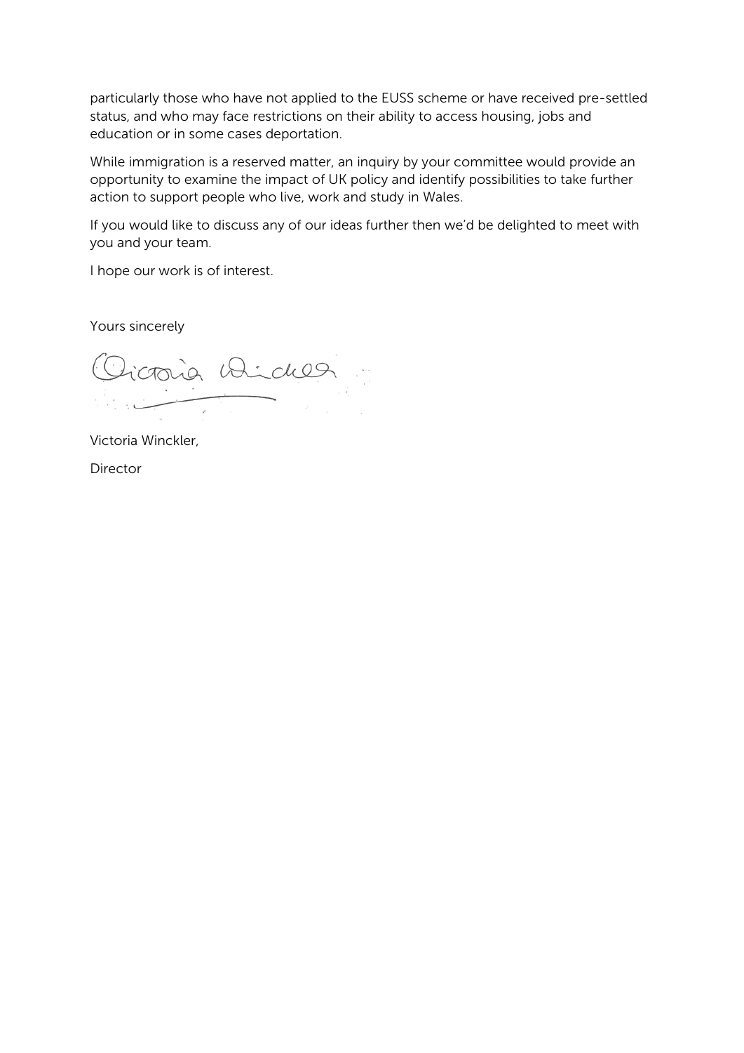particularly those who have not applied to the EUSS scheme or have received pre-settled status, and who may face restrictions on their ability to access housing, jobs and education or in some cases deportation.

While immigration is a reserved matter, an inquiry by your committee would provide an opportunity to examine the impact of UK policy and identify possibilities to take further action to support people who live, work and study in Wales.

If you would like to discuss any of our ideas further then we'd be delighted to meet with you and your team.

I hope our work is of interest.

Yours sincerely

Victoria Winckler,

Director